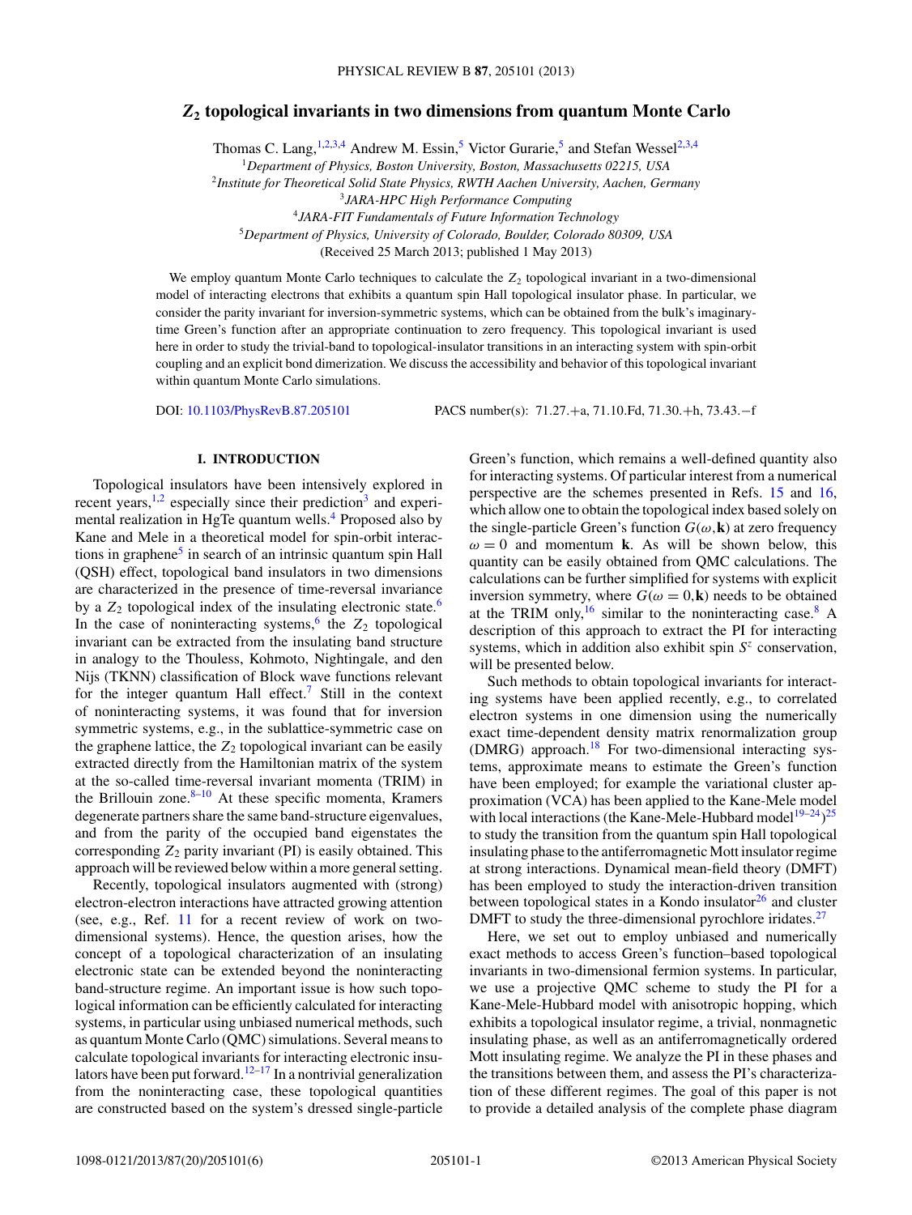# $Z_2$ topological invariants in two dimensions from quantum Monte Carlo

Thomas C. Lang,[1,2,3,4] Andrew M. Essin,[5] Victor Gurarie,[5] and Stefan Wessel[2,3,4]

[1]*Department of Physics, Boston University, Boston, Massachusetts 02215, USA*
[2]*Institute for Theoretical Solid State Physics, RWTH Aachen University, Aachen, Germany*
[3]*JARA-HPC High Performance Computing*
[4]*JARA-FIT Fundamentals of Future Information Technology*
[5]*Department of Physics, University of Colorado, Boulder, Colorado 80309, USA*

(Received 25 March 2013; published 1 May 2013)

We employ quantum Monte Carlo techniques to calculate the $Z_2$ topological invariant in a two-dimensional model of interacting electrons that exhibits a quantum spin Hall topological insulator phase. In particular, we consider the parity invariant for inversion-symmetric systems, which can be obtained from the bulk's imaginary-time Green's function after an appropriate continuation to zero frequency. This topological invariant is used here in order to study the trivial-band to topological-insulator transitions in an interacting system with spin-orbit coupling and an explicit bond dimerization. We discuss the accessibility and behavior of this topological invariant within quantum Monte Carlo simulations.

DOI: 10.1103/PhysRevB.87.205101 PACS number(s): 71.27.+a, 71.10.Fd, 71.30.+h, 73.43.−f

## I. INTRODUCTION

Topological insulators have been intensively explored in recent years,[1,2] especially since their prediction[3] and experimental realization in HgTe quantum wells.[4] Proposed also by Kane and Mele in a theoretical model for spin-orbit interactions in graphene[5] in search of an intrinsic quantum spin Hall (QSH) effect, topological band insulators in two dimensions are characterized in the presence of time-reversal invariance by a $Z_2$ topological index of the insulating electronic state.[6] In the case of noninteracting systems,[6] the $Z_2$ topological invariant can be extracted from the insulating band structure in analogy to the Thouless, Kohmoto, Nightingale, and den Nijs (TKNN) classification of Block wave functions relevant for the integer quantum Hall effect.[7] Still in the context of noninteracting systems, it was found that for inversion symmetric systems, e.g., in the sublattice-symmetric case on the graphene lattice, the $Z_2$ topological invariant can be easily extracted directly from the Hamiltonian matrix of the system at the so-called time-reversal invariant momenta (TRIM) in the Brillouin zone.[8–10] At these specific momenta, Kramers degenerate partners share the same band-structure eigenvalues, and from the parity of the occupied band eigenstates the corresponding $Z_2$ parity invariant (PI) is easily obtained. This approach will be reviewed below within a more general setting.

Recently, topological insulators augmented with (strong) electron-electron interactions have attracted growing attention (see, e.g., Ref. 11 for a recent review of work on two-dimensional systems). Hence, the question arises, how the concept of a topological characterization of an insulating electronic state can be extended beyond the noninteracting band-structure regime. An important issue is how such topological information can be efficiently calculated for interacting systems, in particular using unbiased numerical methods, such as quantum Monte Carlo (QMC) simulations. Several means to calculate topological invariants for interacting electronic insulators have been put forward.[12–17] In a nontrivial generalization from the noninteracting case, these topological quantities are constructed based on the system's dressed single-particle Green's function, which remains a well-defined quantity also for interacting systems. Of particular interest from a numerical perspective are the schemes presented in Refs. 15 and 16, which allow one to obtain the topological index based solely on the single-particle Green's function $G(\omega,\mathbf{k})$ at zero frequency $\omega = 0$ and momentum $\mathbf{k}$. As will be shown below, this quantity can be easily obtained from QMC calculations. The calculations can be further simplified for systems with explicit inversion symmetry, where $G(\omega = 0,\mathbf{k})$ needs to be obtained at the TRIM only,[16] similar to the noninteracting case.[8] A description of this approach to extract the PI for interacting systems, which in addition also exhibit spin $S^z$ conservation, will be presented below.

Such methods to obtain topological invariants for interacting systems have been applied recently, e.g., to correlated electron systems in one dimension using the numerically exact time-dependent density matrix renormalization group (DMRG) approach.[18] For two-dimensional interacting systems, approximate means to estimate the Green's function have been employed; for example the variational cluster approximation (VCA) has been applied to the Kane-Mele model with local interactions (the Kane-Mele-Hubbard model[19–24])[25] to study the transition from the quantum spin Hall topological insulating phase to the antiferromagnetic Mott insulator regime at strong interactions. Dynamical mean-field theory (DMFT) has been employed to study the interaction-driven transition between topological states in a Kondo insulator[26] and cluster DMFT to study the three-dimensional pyrochlore iridates.[27]

Here, we set out to employ unbiased and numerically exact methods to access Green's function–based topological invariants in two-dimensional fermion systems. In particular, we use a projective QMC scheme to study the PI for a Kane-Mele-Hubbard model with anisotropic hopping, which exhibits a topological insulator regime, a trivial, nonmagnetic insulating phase, as well as an antiferromagnetically ordered Mott insulating regime. We analyze the PI in these phases and the transitions between them, and assess the PI's characterization of these different regimes. The goal of this paper is not to provide a detailed analysis of the complete phase diagram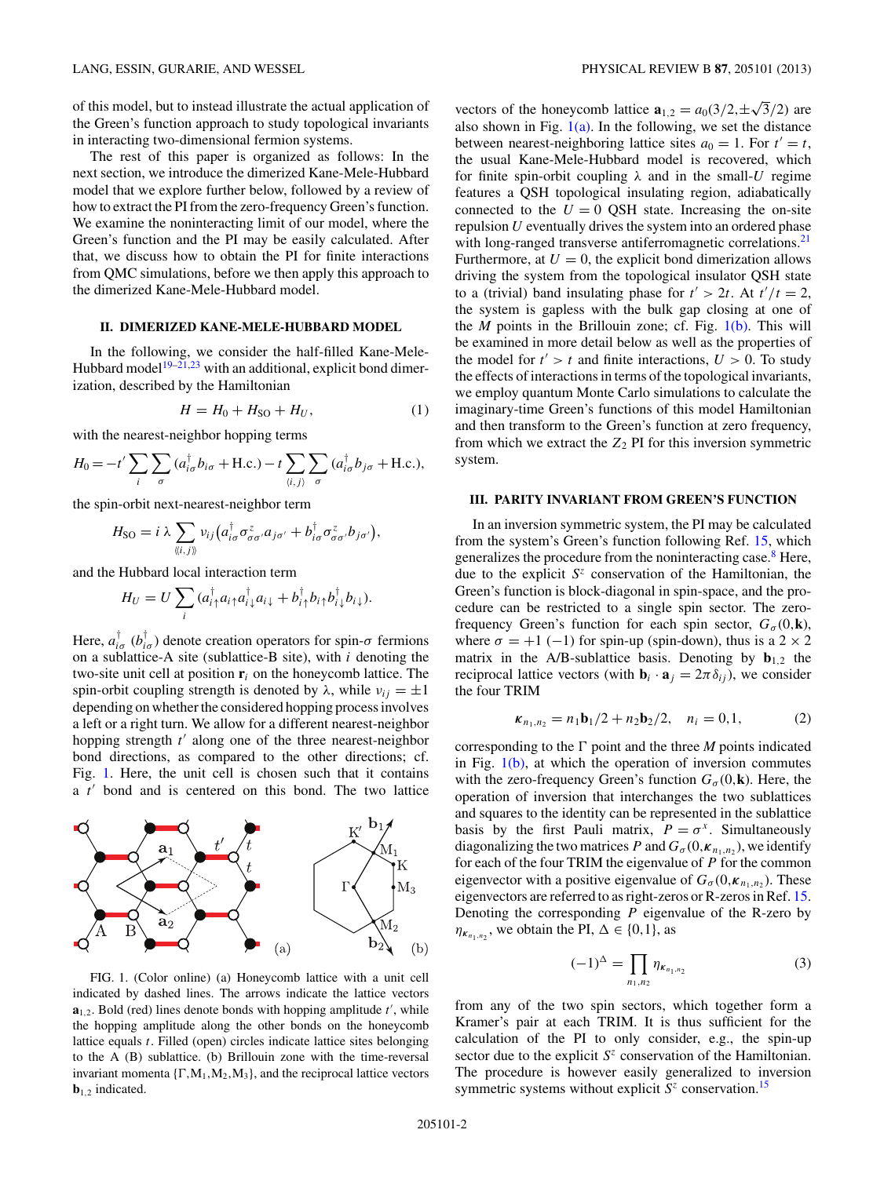of this model, but to instead illustrate the actual application of the Green's function approach to study topological invariants in interacting two-dimensional fermion systems.

The rest of this paper is organized as follows: In the next section, we introduce the dimerized Kane-Mele-Hubbard model that we explore further below, followed by a review of how to extract the PI from the zero-frequency Green's function. We examine the noninteracting limit of our model, where the Green's function and the PI may be easily calculated. After that, we discuss how to obtain the PI for finite interactions from QMC simulations, before we then apply this approach to the dimerized Kane-Mele-Hubbard model.

## II. DIMERIZED KANE-MELE-HUBBARD MODEL

In the following, we consider the half-filled Kane-Mele-Hubbard model[19–21,23] with an additional, explicit bond dimerization, described by the Hamiltonian

$$H = H_0 + H_{\mathrm{SO}} + H_U, \tag{1}$$

with the nearest-neighbor hopping terms

$$H_0 = -t' \sum_i \sum_\sigma (a_{i\sigma}^\dagger b_{i\sigma} + \mathrm{H.c.}) - t \sum_{\langle i,j \rangle} \sum_\sigma (a_{i\sigma}^\dagger b_{j\sigma} + \mathrm{H.c.}),$$

the spin-orbit next-nearest-neighbor term

$$H_{\mathrm{SO}} = i\,\lambda \sum_{\langle\langle i,j \rangle\rangle} \nu_{ij} \big( a_{i\sigma}^\dagger \sigma_{\sigma\sigma'}^z a_{j\sigma'} + b_{i\sigma}^\dagger \sigma_{\sigma\sigma'}^z b_{j\sigma'} \big),$$

and the Hubbard local interaction term

$$H_U = U \sum_i (a_{i\uparrow}^\dagger a_{i\uparrow} a_{i\downarrow}^\dagger a_{i\downarrow} + b_{i\uparrow}^\dagger b_{i\uparrow} b_{i\downarrow}^\dagger b_{i\downarrow}).$$

Here, $a_{i\sigma}^\dagger$ ($b_{i\sigma}^\dagger$) denote creation operators for spin-$\sigma$ fermions on a sublattice-A site (sublattice-B site), with $i$ denoting the two-site unit cell at position $\mathbf{r}_i$ on the honeycomb lattice. The spin-orbit coupling strength is denoted by $\lambda$, while $\nu_{ij} = \pm 1$ depending on whether the considered hopping process involves a left or a right turn. We allow for a different nearest-neighbor hopping strength $t'$ along one of the three nearest-neighbor bond directions, as compared to the other directions; cf. Fig. 1. Here, the unit cell is chosen such that it contains a $t'$ bond and is centered on this bond. The two lattice vectors of the honeycomb lattice $\mathbf{a}_{1,2} = a_0(3/2, \pm\sqrt{3}/2)$ are also shown in Fig. 1(a). In the following, we set the distance between nearest-neighboring lattice sites $a_0 = 1$. For $t' = t$, the usual Kane-Mele-Hubbard model is recovered, which for finite spin-orbit coupling $\lambda$ and in the small-$U$ regime features a QSH topological insulating region, adiabatically connected to the $U = 0$ QSH state. Increasing the on-site repulsion $U$ eventually drives the system into an ordered phase with long-ranged transverse antiferromagnetic correlations.[21] Furthermore, at $U = 0$, the explicit bond dimerization allows driving the system from the topological insulator QSH state to a (trivial) band insulating phase for $t' > 2t$. At $t'/t = 2$, the system is gapless with the bulk gap closing at one of the $M$ points in the Brillouin zone; cf. Fig. 1(b). This will be examined in more detail below as well as the properties of the model for $t' > t$ and finite interactions, $U > 0$. To study the effects of interactions in terms of the topological invariants, we employ quantum Monte Carlo simulations to calculate the imaginary-time Green's functions of this model Hamiltonian and then transform to the Green's function at zero frequency, from which we extract the $Z_2$ PI for this inversion symmetric system.

FIG. 1. (Color online) (a) Honeycomb lattice with a unit cell indicated by dashed lines. The arrows indicate the lattice vectors $\mathbf{a}_{1,2}$. Bold (red) lines denote bonds with hopping amplitude $t'$, while the hopping amplitude along the other bonds on the honeycomb lattice equals $t$. Filled (open) circles indicate lattice sites belonging to the A (B) sublattice. (b) Brillouin zone with the time-reversal invariant momenta $\{\Gamma, \mathrm{M}_1, \mathrm{M}_2, \mathrm{M}_3\}$, and the reciprocal lattice vectors $\mathbf{b}_{1,2}$ indicated.

## III. PARITY INVARIANT FROM GREEN'S FUNCTION

In an inversion symmetric system, the PI may be calculated from the system's Green's function following Ref. 15, which generalizes the procedure from the noninteracting case.[8] Here, due to the explicit $S^z$ conservation of the Hamiltonian, the Green's function is block-diagonal in spin-space, and the procedure can be restricted to a single spin sector. The zero-frequency Green's function for each spin sector, $G_\sigma(0,\mathbf{k})$, where $\sigma = +1$ $(-1)$ for spin-up (spin-down), thus is a $2 \times 2$ matrix in the A/B-sublattice basis. Denoting by $\mathbf{b}_{1,2}$ the reciprocal lattice vectors (with $\mathbf{b}_i \cdot \mathbf{a}_j = 2\pi\delta_{ij}$), we consider the four TRIM

$$\boldsymbol{\kappa}_{n_1,n_2} = n_1 \mathbf{b}_1/2 + n_2 \mathbf{b}_2/2, \quad n_i = 0,1, \tag{2}$$

corresponding to the $\Gamma$ point and the three $M$ points indicated in Fig. 1(b), at which the operation of inversion commutes with the zero-frequency Green's function $G_\sigma(0,\mathbf{k})$. Here, the operation of inversion that interchanges the two sublattices and squares to the identity can be represented in the sublattice basis by the first Pauli matrix, $P = \sigma^x$. Simultaneously diagonalizing the two matrices $P$ and $G_\sigma(0,\boldsymbol{\kappa}_{n_1,n_2})$, we identify for each of the four TRIM the eigenvalue of $P$ for the common eigenvector with a positive eigenvalue of $G_\sigma(0,\boldsymbol{\kappa}_{n_1,n_2})$. These eigenvectors are referred to as right-zeros or R-zeros in Ref. 15. Denoting the corresponding $P$ eigenvalue of the R-zero by $\eta_{\boldsymbol{\kappa}_{n_1,n_2}}$, we obtain the PI, $\Delta \in \{0,1\}$, as

$$(-1)^\Delta = \prod_{n_1,n_2} \eta_{\boldsymbol{\kappa}_{n_1,n_2}} \tag{3}$$

from any of the two spin sectors, which together form a Kramer's pair at each TRIM. It is thus sufficient for the calculation of the PI to only consider, e.g., the spin-up sector due to the explicit $S^z$ conservation of the Hamiltonian. The procedure is however easily generalized to inversion symmetric systems without explicit $S^z$ conservation.[15]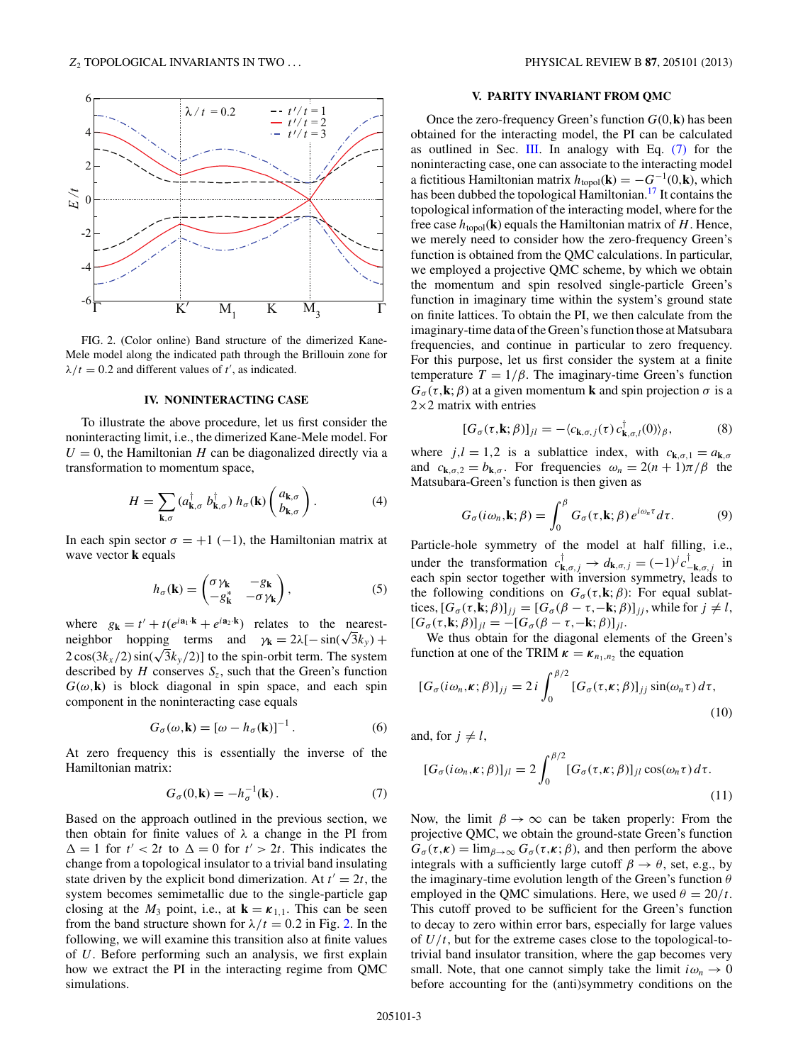FIG. 2. (Color online) Band structure of the dimerized Kane-Mele model along the indicated path through the Brillouin zone for $\lambda/t = 0.2$ and different values of $t'$, as indicated.

## IV. NONINTERACTING CASE

To illustrate the above procedure, let us first consider the noninteracting limit, i.e., the dimerized Kane-Mele model. For $U = 0$, the Hamiltonian $H$ can be diagonalized directly via a transformation to momentum space,

$$H = \sum_{\mathbf{k},\sigma} (a^{\dagger}_{\mathbf{k},\sigma}\; b^{\dagger}_{\mathbf{k},\sigma})\, h_{\sigma}(\mathbf{k}) \begin{pmatrix} a_{\mathbf{k},\sigma} \\ b_{\mathbf{k},\sigma} \end{pmatrix}. \tag{4}$$

In each spin sector $\sigma = +1$ $(-1)$, the Hamiltonian matrix at wave vector $\mathbf{k}$ equals

$$h_{\sigma}(\mathbf{k}) = \begin{pmatrix} \sigma\gamma_{\mathbf{k}} & -g_{\mathbf{k}} \\ -g^{*}_{\mathbf{k}} & -\sigma\gamma_{\mathbf{k}} \end{pmatrix}, \tag{5}$$

where $g_{\mathbf{k}} = t' + t(e^{i\mathbf{a}_1\cdot\mathbf{k}} + e^{i\mathbf{a}_2\cdot\mathbf{k}})$ relates to the nearest-neighbor hopping terms and $\gamma_{\mathbf{k}} = 2\lambda[-\sin(\sqrt{3}k_y) + 2\cos(3k_x/2)\sin(\sqrt{3}k_y/2)]$ to the spin-orbit term. The system described by $H$ conserves $S_z$, such that the Green's function $G(\omega,\mathbf{k})$ is block diagonal in spin space, and each spin component in the noninteracting case equals

$$G_{\sigma}(\omega,\mathbf{k}) = [\omega - h_{\sigma}(\mathbf{k})]^{-1}. \tag{6}$$

At zero frequency this is essentially the inverse of the Hamiltonian matrix:

$$G_{\sigma}(0,\mathbf{k}) = -h^{-1}_{\sigma}(\mathbf{k}). \tag{7}$$

Based on the approach outlined in the previous section, we then obtain for finite values of $\lambda$ a change in the PI from $\Delta = 1$ for $t' < 2t$ to $\Delta = 0$ for $t' > 2t$. This indicates the change from a topological insulator to a trivial band insulating state driven by the explicit bond dimerization. At $t' = 2t$, the system becomes semimetallic due to the single-particle gap closing at the $M_3$ point, i.e., at $\mathbf{k} = \boldsymbol{\kappa}_{1,1}$. This can be seen from the band structure shown for $\lambda/t = 0.2$ in Fig. 2. In the following, we will examine this transition also at finite values of $U$. Before performing such an analysis, we first explain how we extract the PI in the interacting regime from QMC simulations.

## V. PARITY INVARIANT FROM QMC

Once the zero-frequency Green's function $G(0,\mathbf{k})$ has been obtained for the interacting model, the PI can be calculated as outlined in Sec. III. In analogy with Eq. (7) for the noninteracting case, one can associate to the interacting model a fictitious Hamiltonian matrix $h_{\text{topol}}(\mathbf{k}) = -G^{-1}(0,\mathbf{k})$, which has been dubbed the topological Hamiltonian.[17] It contains the topological information of the interacting model, where for the free case $h_{\text{topol}}(\mathbf{k})$ equals the Hamiltonian matrix of $H$. Hence, we merely need to consider how the zero-frequency Green's function is obtained from the QMC calculations. In particular, we employed a projective QMC scheme, by which we obtain the momentum and spin resolved single-particle Green's function in imaginary time within the system's ground state on finite lattices. To obtain the PI, we then calculate from the imaginary-time data of the Green's function those at Matsubara frequencies, and continue in particular to zero frequency. For this purpose, let us first consider the system at a finite temperature $T = 1/\beta$. The imaginary-time Green's function $G_{\sigma}(\tau,\mathbf{k};\beta)$ at a given momentum $\mathbf{k}$ and spin projection $\sigma$ is a $2\times 2$ matrix with entries

$$[G_{\sigma}(\tau,\mathbf{k};\beta)]_{jl} = -\langle c_{\mathbf{k},\sigma,j}(\tau)\, c^{\dagger}_{\mathbf{k},\sigma,l}(0)\rangle_{\beta}, \tag{8}$$

where $j,l = 1,2$ is a sublattice index, with $c_{\mathbf{k},\sigma,1} = a_{\mathbf{k},\sigma}$ and $c_{\mathbf{k},\sigma,2} = b_{\mathbf{k},\sigma}$. For frequencies $\omega_n = 2(n+1)\pi/\beta$ the Matsubara-Green's function is then given as

$$G_{\sigma}(i\omega_n,\mathbf{k};\beta) = \int_0^{\beta} G_{\sigma}(\tau,\mathbf{k};\beta)\, e^{i\omega_n\tau}\, d\tau. \tag{9}$$

Particle-hole symmetry of the model at half filling, i.e., under the transformation $c^{\dagger}_{\mathbf{k},\sigma,j} \rightarrow d_{\mathbf{k},\sigma,j} = (-1)^j c^{\dagger}_{-\mathbf{k},\sigma,j}$ in each spin sector together with inversion symmetry, leads to the following conditions on $G_{\sigma}(\tau,\mathbf{k};\beta)$: For equal sublattices, $[G_{\sigma}(\tau,\mathbf{k};\beta)]_{jj} = [G_{\sigma}(\beta-\tau,-\mathbf{k};\beta)]_{jj}$, while for $j \neq l$, $[G_{\sigma}(\tau,\mathbf{k};\beta)]_{jl} = -[G_{\sigma}(\beta-\tau,-\mathbf{k};\beta)]_{jl}$.

We thus obtain for the diagonal elements of the Green's function at one of the TRIM $\boldsymbol{\kappa} = \boldsymbol{\kappa}_{n_1,n_2}$ the equation

$$[G_{\sigma}(i\omega_n,\boldsymbol{\kappa};\beta)]_{jj} = 2\,i \int_0^{\beta/2} [G_{\sigma}(\tau,\boldsymbol{\kappa};\beta)]_{jj}\, \sin(\omega_n\tau)\, d\tau, \tag{10}$$

and, for $j \neq l$,

$$[G_{\sigma}(i\omega_n,\boldsymbol{\kappa};\beta)]_{jl} = 2 \int_0^{\beta/2} [G_{\sigma}(\tau,\boldsymbol{\kappa};\beta)]_{jl}\, \cos(\omega_n\tau)\, d\tau. \tag{11}$$

Now, the limit $\beta \rightarrow \infty$ can be taken properly: From the projective QMC, we obtain the ground-state Green's function $G_{\sigma}(\tau,\boldsymbol{\kappa}) = \lim_{\beta\rightarrow\infty} G_{\sigma}(\tau,\boldsymbol{\kappa};\beta)$, and then perform the above integrals with a sufficiently large cutoff $\beta \rightarrow \theta$, set, e.g., by the imaginary-time evolution length of the Green's function $\theta$ employed in the QMC simulations. Here, we used $\theta = 20/t$. This cutoff proved to be sufficient for the Green's function to decay to zero within error bars, especially for large values of $U/t$, but for the extreme cases close to the topological-to-trivial band insulator transition, where the gap becomes very small. Note, that one cannot simply take the limit $i\omega_n \rightarrow 0$ before accounting for the (anti)symmetry conditions on the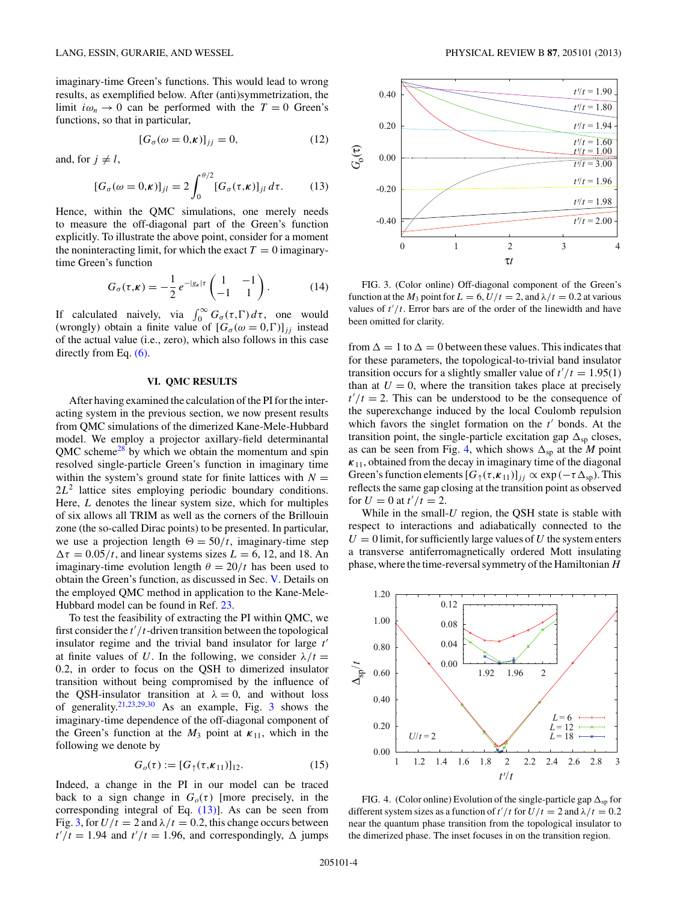imaginary-time Green's functions. This would lead to wrong results, as exemplified below. After (anti)symmetrization, the limit $i\omega_n \to 0$ can be performed with the $T=0$ Green's functions, so that in particular,

$$[G_\sigma(\omega=0,\boldsymbol{\kappa})]_{jj} = 0, \tag{12}$$

and, for $j \neq l$,

$$[G_\sigma(\omega=0,\boldsymbol{\kappa})]_{jl} = 2\int_0^{\theta/2} [G_\sigma(\tau,\boldsymbol{\kappa})]_{jl}\, d\tau. \tag{13}$$

Hence, within the QMC simulations, one merely needs to measure the off-diagonal part of the Green's function explicitly. To illustrate the above point, consider for a moment the noninteracting limit, for which the exact $T=0$ imaginary-time Green's function

$$G_\sigma(\tau,\boldsymbol{\kappa}) = -\frac{1}{2}\, e^{-|g_\kappa|\tau} \begin{pmatrix} 1 & -1 \\ -1 & 1 \end{pmatrix}. \tag{14}$$

If calculated naively, via $\int_0^\infty G_\sigma(\tau,\Gamma)\, d\tau$, one would (wrongly) obtain a finite value of $[G_\sigma(\omega=0,\Gamma)]_{jj}$ instead of the actual value (i.e., zero), which also follows in this case directly from Eq. (6).

## VI. QMC RESULTS

After having examined the calculation of the PI for the interacting system in the previous section, we now present results from QMC simulations of the dimerized Kane-Mele-Hubbard model. We employ a projector axillary-field determinantal QMC scheme[28] by which we obtain the momentum and spin resolved single-particle Green's function in imaginary time within the system's ground state for finite lattices with $N = 2L^2$ lattice sites employing periodic boundary conditions. Here, $L$ denotes the linear system size, which for multiples of six allows all TRIM as well as the corners of the Brillouin zone (the so-called Dirac points) to be presented. In particular, we use a projection length $\Theta = 50/t$, imaginary-time step $\Delta\tau = 0.05/t$, and linear systems sizes $L = 6$, 12, and 18. An imaginary-time evolution length $\theta = 20/t$ has been used to obtain the Green's function, as discussed in Sec. V. Details on the employed QMC method in application to the Kane-Mele-Hubbard model can be found in Ref. 23.

To test the feasibility of extracting the PI within QMC, we first consider the $t'/t$-driven transition between the topological insulator regime and the trivial band insulator for large $t'$ at finite values of $U$. In the following, we consider $\lambda/t = 0.2$, in order to focus on the QSH to dimerized insulator transition without being compromised by the influence of the QSH-insulator transition at $\lambda = 0$, and without loss of generality.[21,23,29,30] As an example, Fig. 3 shows the imaginary-time dependence of the off-diagonal component of the Green's function at the $M_3$ point at $\boldsymbol{\kappa}_{11}$, which in the following we denote by

$$G_o(\tau) := [G_\uparrow(\tau,\boldsymbol{\kappa}_{11})]_{12}. \tag{15}$$

Indeed, a change in the PI in our model can be traced back to a sign change in $G_o(\tau)$ [more precisely, in the corresponding integral of Eq. (13)]. As can be seen from Fig. 3, for $U/t = 2$ and $\lambda/t = 0.2$, this change occurs between $t'/t = 1.94$ and $t'/t = 1.96$, and correspondingly, $\Delta$ jumps

FIG. 3. (Color online) Off-diagonal component of the Green's function at the $M_3$ point for $L = 6$, $U/t = 2$, and $\lambda/t = 0.2$ at various values of $t'/t$. Error bars are of the order of the linewidth and have been omitted for clarity.

from $\Delta = 1$ to $\Delta = 0$ between these values. This indicates that for these parameters, the topological-to-trivial band insulator transition occurs for a slightly smaller value of $t'/t = 1.95(1)$ than at $U = 0$, where the transition takes place at precisely $t'/t = 2$. This can be understood to be the consequence of the superexchange induced by the local Coulomb repulsion which favors the singlet formation on the $t'$ bonds. At the transition point, the single-particle excitation gap $\Delta_{\mathrm{sp}}$ closes, as can be seen from Fig. 4, which shows $\Delta_{\mathrm{sp}}$ at the $M$ point $\boldsymbol{\kappa}_{11}$, obtained from the decay in imaginary time of the diagonal Green's function elements $[G_\uparrow(\tau,\boldsymbol{\kappa}_{11})]_{jj} \propto \exp(-\tau\Delta_{\mathrm{sp}})$. This reflects the same gap closing at the transition point as observed for $U = 0$ at $t'/t = 2$.

While in the small-$U$ region, the QSH state is stable with respect to interactions and adiabatically connected to the $U = 0$ limit, for sufficiently large values of $U$ the system enters a transverse antiferromagnetically ordered Mott insulating phase, where the time-reversal symmetry of the Hamiltonian $H$

FIG. 4. (Color online) Evolution of the single-particle gap $\Delta_{\mathrm{sp}}$ for different system sizes as a function of $t'/t$ for $U/t = 2$ and $\lambda/t = 0.2$ near the quantum phase transition from the topological insulator to the dimerized phase. The inset focuses in on the transition region.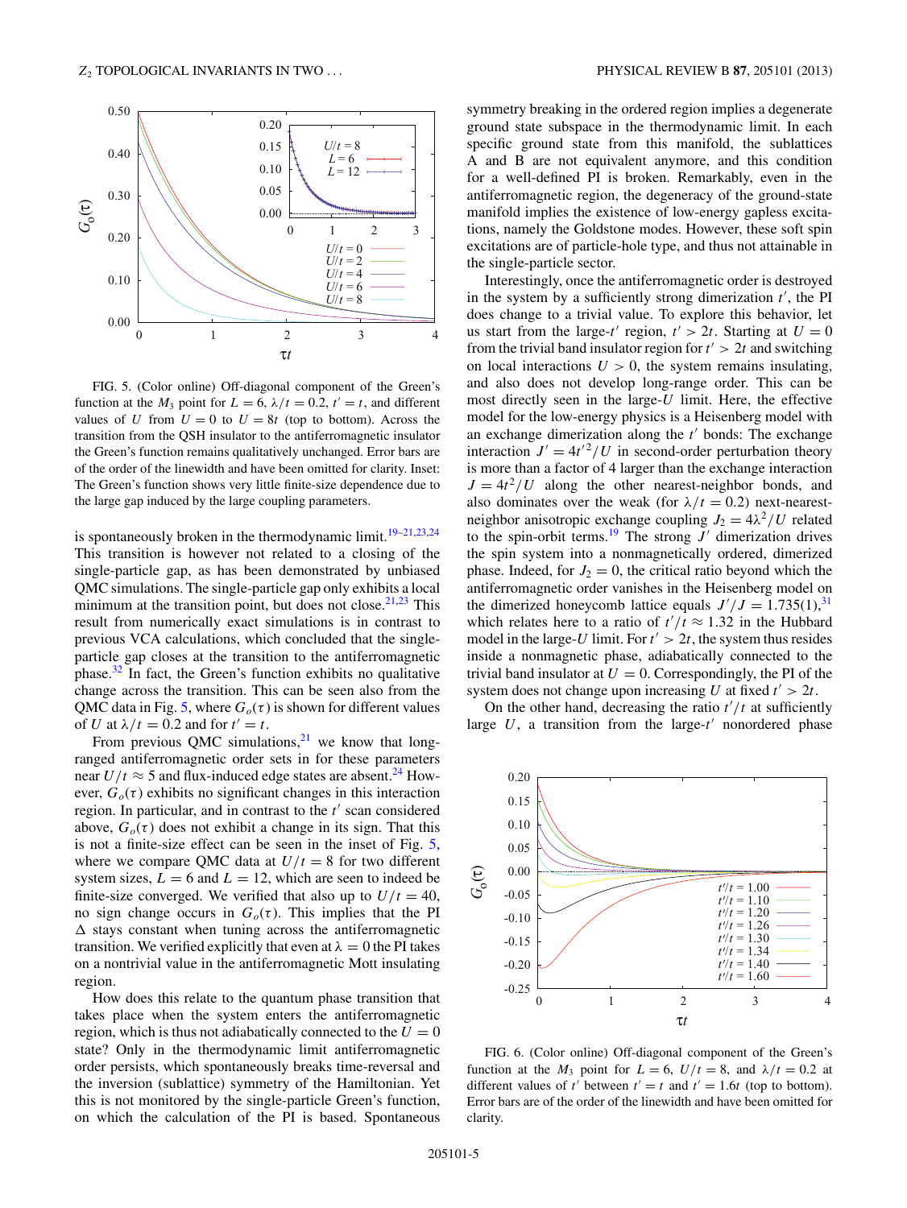FIG. 5. (Color online) Off-diagonal component of the Green's function at the $M_3$ point for $L = 6$, $\lambda/t = 0.2$, $t' = t$, and different values of $U$ from $U = 0$ to $U = 8t$ (top to bottom). Across the transition from the QSH insulator to the antiferromagnetic insulator the Green's function remains qualitatively unchanged. Error bars are of the order of the linewidth and have been omitted for clarity. Inset: The Green's function shows very little finite-size dependence due to the large gap induced by the large coupling parameters.

is spontaneously broken in the thermodynamic limit.[19–21,23,24] This transition is however not related to a closing of the single-particle gap, as has been demonstrated by unbiased QMC simulations. The single-particle gap only exhibits a local minimum at the transition point, but does not close.[21,23] This result from numerically exact simulations is in contrast to previous VCA calculations, which concluded that the single-particle gap closes at the transition to the antiferromagnetic phase.[32] In fact, the Green's function exhibits no qualitative change across the transition. This can be seen also from the QMC data in Fig. 5, where $G_o(\tau)$ is shown for different values of $U$ at $\lambda/t = 0.2$ and for $t' = t$.

From previous QMC simulations,[21] we know that long-ranged antiferromagnetic order sets in for these parameters near $U/t \approx 5$ and flux-induced edge states are absent.[24] However, $G_o(\tau)$ exhibits no significant changes in this interaction region. In particular, and in contrast to the $t'$ scan considered above, $G_o(\tau)$ does not exhibit a change in its sign. That this is not a finite-size effect can be seen in the inset of Fig. 5, where we compare QMC data at $U/t = 8$ for two different system sizes, $L = 6$ and $L = 12$, which are seen to indeed be finite-size converged. We verified that also up to $U/t = 40$, no sign change occurs in $G_o(\tau)$. This implies that the PI $\Delta$ stays constant when tuning across the antiferromagnetic transition. We verified explicitly that even at $\lambda = 0$ the PI takes on a nontrivial value in the antiferromagnetic Mott insulating region.

How does this relate to the quantum phase transition that takes place when the system enters the antiferromagnetic region, which is thus not adiabatically connected to the $U = 0$ state? Only in the thermodynamic limit antiferromagnetic order persists, which spontaneously breaks time-reversal and the inversion (sublattice) symmetry of the Hamiltonian. Yet this is not monitored by the single-particle Green's function, on which the calculation of the PI is based. Spontaneous symmetry breaking in the ordered region implies a degenerate ground state subspace in the thermodynamic limit. In each specific ground state from this manifold, the sublattices A and B are not equivalent anymore, and this condition for a well-defined PI is broken. Remarkably, even in the antiferromagnetic region, the degeneracy of the ground-state manifold implies the existence of low-energy gapless excitations, namely the Goldstone modes. However, these soft spin excitations are of particle-hole type, and thus not attainable in the single-particle sector.

Interestingly, once the antiferromagnetic order is destroyed in the system by a sufficiently strong dimerization $t'$, the PI does change to a trivial value. To explore this behavior, let us start from the large-$t'$ region, $t' > 2t$. Starting at $U = 0$ from the trivial band insulator region for $t' > 2t$ and switching on local interactions $U > 0$, the system remains insulating, and also does not develop long-range order. This can be most directly seen in the large-$U$ limit. Here, the effective model for the low-energy physics is a Heisenberg model with an exchange dimerization along the $t'$ bonds: The exchange interaction $J' = 4t'^2/U$ in second-order perturbation theory is more than a factor of 4 larger than the exchange interaction $J = 4t^2/U$ along the other nearest-neighbor bonds, and also dominates over the weak (for $\lambda/t = 0.2$) next-nearest-neighbor anisotropic exchange coupling $J_2 = 4\lambda^2/U$ related to the spin-orbit terms.[19] The strong $J'$ dimerization drives the spin system into a nonmagnetically ordered, dimerized phase. Indeed, for $J_2 = 0$, the critical ratio beyond which the antiferromagnetic order vanishes in the Heisenberg model on the dimerized honeycomb lattice equals $J'/J = 1.735(1)$,[31] which relates here to a ratio of $t'/t \approx 1.32$ in the Hubbard model in the large-$U$ limit. For $t' > 2t$, the system thus resides inside a nonmagnetic phase, adiabatically connected to the trivial band insulator at $U = 0$. Correspondingly, the PI of the system does not change upon increasing $U$ at fixed $t' > 2t$.

On the other hand, decreasing the ratio $t'/t$ at sufficiently large $U$, a transition from the large-$t'$ nonordered phase

FIG. 6. (Color online) Off-diagonal component of the Green's function at the $M_3$ point for $L = 6$, $U/t = 8$, and $\lambda/t = 0.2$ at different values of $t'$ between $t' = t$ and $t' = 1.6t$ (top to bottom). Error bars are of the order of the linewidth and have been omitted for clarity.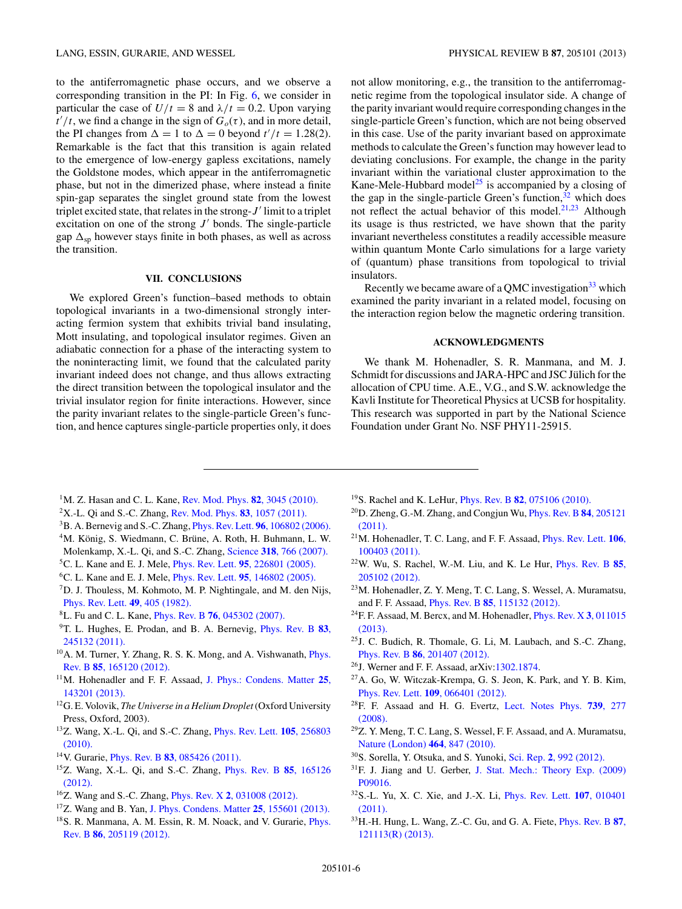to the antiferromagnetic phase occurs, and we observe a corresponding transition in the PI: In Fig. 6, we consider in particular the case of $U/t = 8$ and $\lambda/t = 0.2$. Upon varying $t'/t$, we find a change in the sign of $G_o(\tau)$, and in more detail, the PI changes from $\Delta = 1$ to $\Delta = 0$ beyond $t'/t = 1.28(2)$. Remarkable is the fact that this transition is again related to the emergence of low-energy gapless excitations, namely the Goldstone modes, which appear in the antiferromagnetic phase, but not in the dimerized phase, where instead a finite spin-gap separates the singlet ground state from the lowest triplet excited state, that relates in the strong-$J'$ limit to a triplet excitation on one of the strong $J'$ bonds. The single-particle gap $\Delta_{\rm sp}$ however stays finite in both phases, as well as across the transition.

## VII. CONCLUSIONS

We explored Green's function–based methods to obtain topological invariants in a two-dimensional strongly interacting fermion system that exhibits trivial band insulating, Mott insulating, and topological insulator regimes. Given an adiabatic connection for a phase of the interacting system to the noninteracting limit, we found that the calculated parity invariant indeed does not change, and thus allows extracting the direct transition between the topological insulator and the trivial insulator region for finite interactions. However, since the parity invariant relates to the single-particle Green's function, and hence captures single-particle properties only, it does not allow monitoring, e.g., the transition to the antiferromagnetic regime from the topological insulator side. A change of the parity invariant would require corresponding changes in the single-particle Green's function, which are not being observed in this case. Use of the parity invariant based on approximate methods to calculate the Green's function may however lead to deviating conclusions. For example, the change in the parity invariant within the variational cluster approximation to the Kane-Mele-Hubbard model[25] is accompanied by a closing of the gap in the single-particle Green's function,[32] which does not reflect the actual behavior of this model.[21,23] Although its usage is thus restricted, we have shown that the parity invariant nevertheless constitutes a readily accessible measure within quantum Monte Carlo simulations for a large variety of (quantum) phase transitions from topological to trivial insulators.

Recently we became aware of a QMC investigation[33] which examined the parity invariant in a related model, focusing on the interaction region below the magnetic ordering transition.

## ACKNOWLEDGMENTS

We thank M. Hohenadler, S. R. Manmana, and M. J. Schmidt for discussions and JARA-HPC and JSC Jülich for the allocation of CPU time. A.E., V.G., and S.W. acknowledge the Kavli Institute for Theoretical Physics at UCSB for hospitality. This research was supported in part by the National Science Foundation under Grant No. NSF PHY11-25915.

---

[1] M. Z. Hasan and C. L. Kane, Rev. Mod. Phys. **82**, 3045 (2010).
[2] X.-L. Qi and S.-C. Zhang, Rev. Mod. Phys. **83**, 1057 (2011).
[3] B. A. Bernevig and S.-C. Zhang, Phys. Rev. Lett. **96**, 106802 (2006).
[4] M. König, S. Wiedmann, C. Brüne, A. Roth, H. Buhmann, L. W. Molenkamp, X.-L. Qi, and S.-C. Zhang, Science **318**, 766 (2007).
[5] C. L. Kane and E. J. Mele, Phys. Rev. Lett. **95**, 226801 (2005).
[6] C. L. Kane and E. J. Mele, Phys. Rev. Lett. **95**, 146802 (2005).
[7] D. J. Thouless, M. Kohmoto, M. P. Nightingale, and M. den Nijs, Phys. Rev. Lett. **49**, 405 (1982).
[8] L. Fu and C. L. Kane, Phys. Rev. B **76**, 045302 (2007).
[9] T. L. Hughes, E. Prodan, and B. A. Bernevig, Phys. Rev. B **83**, 245132 (2011).
[10] A. M. Turner, Y. Zhang, R. S. K. Mong, and A. Vishwanath, Phys. Rev. B **85**, 165120 (2012).
[11] M. Hohenadler and F. F. Assaad, J. Phys.: Condens. Matter **25**, 143201 (2013).
[12] G. E. Volovik, *The Universe in a Helium Droplet* (Oxford University Press, Oxford, 2003).
[13] Z. Wang, X.-L. Qi, and S.-C. Zhang, Phys. Rev. Lett. **105**, 256803 (2010).
[14] V. Gurarie, Phys. Rev. B **83**, 085426 (2011).
[15] Z. Wang, X.-L. Qi, and S.-C. Zhang, Phys. Rev. B **85**, 165126 (2012).
[16] Z. Wang and S.-C. Zhang, Phys. Rev. X **2**, 031008 (2012).
[17] Z. Wang and B. Yan, J. Phys. Condens. Matter **25**, 155601 (2013).
[18] S. R. Manmana, A. M. Essin, R. M. Noack, and V. Gurarie, Phys. Rev. B **86**, 205119 (2012).
[19] S. Rachel and K. LeHur, Phys. Rev. B **82**, 075106 (2010).
[20] D. Zheng, G.-M. Zhang, and Congjun Wu, Phys. Rev. B **84**, 205121 (2011).
[21] M. Hohenadler, T. C. Lang, and F. F. Assaad, Phys. Rev. Lett. **106**, 100403 (2011).
[22] W. Wu, S. Rachel, W.-M. Liu, and K. Le Hur, Phys. Rev. B **85**, 205102 (2012).
[23] M. Hohenadler, Z. Y. Meng, T. C. Lang, S. Wessel, A. Muramatsu, and F. F. Assaad, Phys. Rev. B **85**, 115132 (2012).
[24] F. F. Assaad, M. Bercx, and M. Hohenadler, Phys. Rev. X **3**, 011015 (2013).
[25] J. C. Budich, R. Thomale, G. Li, M. Laubach, and S.-C. Zhang, Phys. Rev. B **86**, 201407 (2012).
[26] J. Werner and F. F. Assaad, arXiv:1302.1874.
[27] A. Go, W. Witczak-Krempa, G. S. Jeon, K. Park, and Y. B. Kim, Phys. Rev. Lett. **109**, 066401 (2012).
[28] F. F. Assaad and H. G. Evertz, Lect. Notes Phys. **739**, 277 (2008).
[29] Z. Y. Meng, T. C. Lang, S. Wessel, F. F. Assaad, and A. Muramatsu, Nature (London) **464**, 847 (2010).
[30] S. Sorella, Y. Otsuka, and S. Yunoki, Sci. Rep. **2**, 992 (2012).
[31] F. J. Jiang and U. Gerber, J. Stat. Mech.: Theory Exp. (2009) P09016.
[32] S.-L. Yu, X. C. Xie, and J.-X. Li, Phys. Rev. Lett. **107**, 010401 (2011).
[33] H.-H. Hung, L. Wang, Z.-C. Gu, and G. A. Fiete, Phys. Rev. B **87**, 121113(R) (2013).